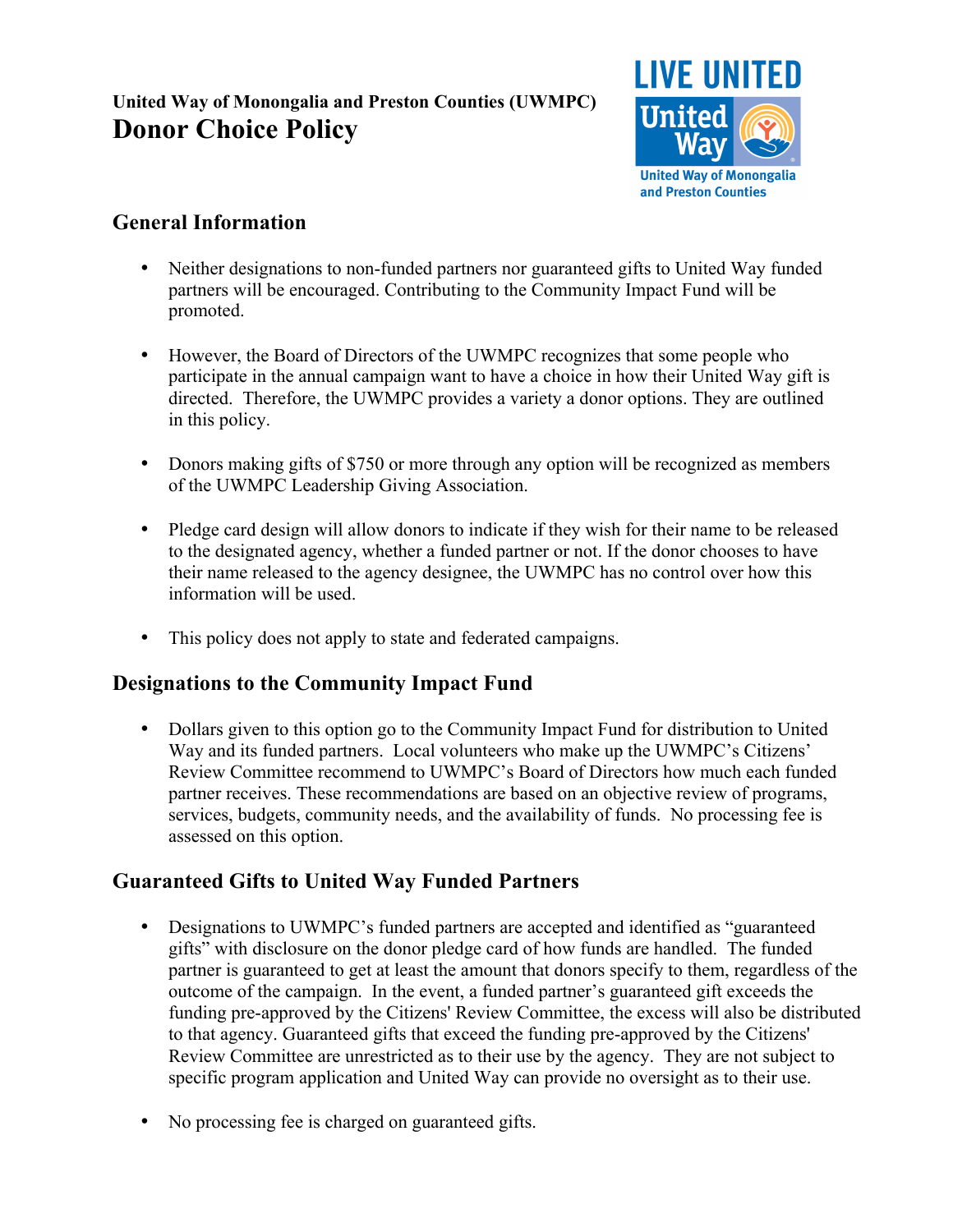**United Way of Monongalia and Preston Counties (UWMPC)**

# Donor Choice Policy

## General Information

- Neither designations to non-funded partners nor guaranteed gifts to United Way funded partners will be encouraged. Contributing to the Community Impact Fund will be promoted.

- However, the Board of Directors of the UWMPC recognizes that some people who participate in the annual campaign want to have a choice in how their United Way gift is directed. Therefore, the UWMPC provides a variety a donor options. They are outlined in this policy.

- Donors making gifts of $750 or more through any option will be recognized as members of the UWMPC Leadership Giving Association.

- Pledge card design will allow donors to indicate if they wish for their name to be released to the designated agency, whether a funded partner or not. If the donor chooses to have their name released to the agency designee, the UWMPC has no control over how this information will be used.

- This policy does not apply to state and federated campaigns.

## Designations to the Community Impact Fund

- Dollars given to this option go to the Community Impact Fund for distribution to United Way and its funded partners. Local volunteers who make up the UWMPC's Citizens' Review Committee recommend to UWMPC's Board of Directors how much each funded partner receives. These recommendations are based on an objective review of programs, services, budgets, community needs, and the availability of funds. No processing fee is assessed on this option.

## Guaranteed Gifts to United Way Funded Partners

- Designations to UWMPC's funded partners are accepted and identified as "guaranteed gifts" with disclosure on the donor pledge card of how funds are handled. The funded partner is guaranteed to get at least the amount that donors specify to them, regardless of the outcome of the campaign. In the event, a funded partner's guaranteed gift exceeds the funding pre-approved by the Citizens' Review Committee, the excess will also be distributed to that agency. Guaranteed gifts that exceed the funding pre-approved by the Citizens' Review Committee are unrestricted as to their use by the agency. They are not subject to specific program application and United Way can provide no oversight as to their use.

- No processing fee is charged on guaranteed gifts.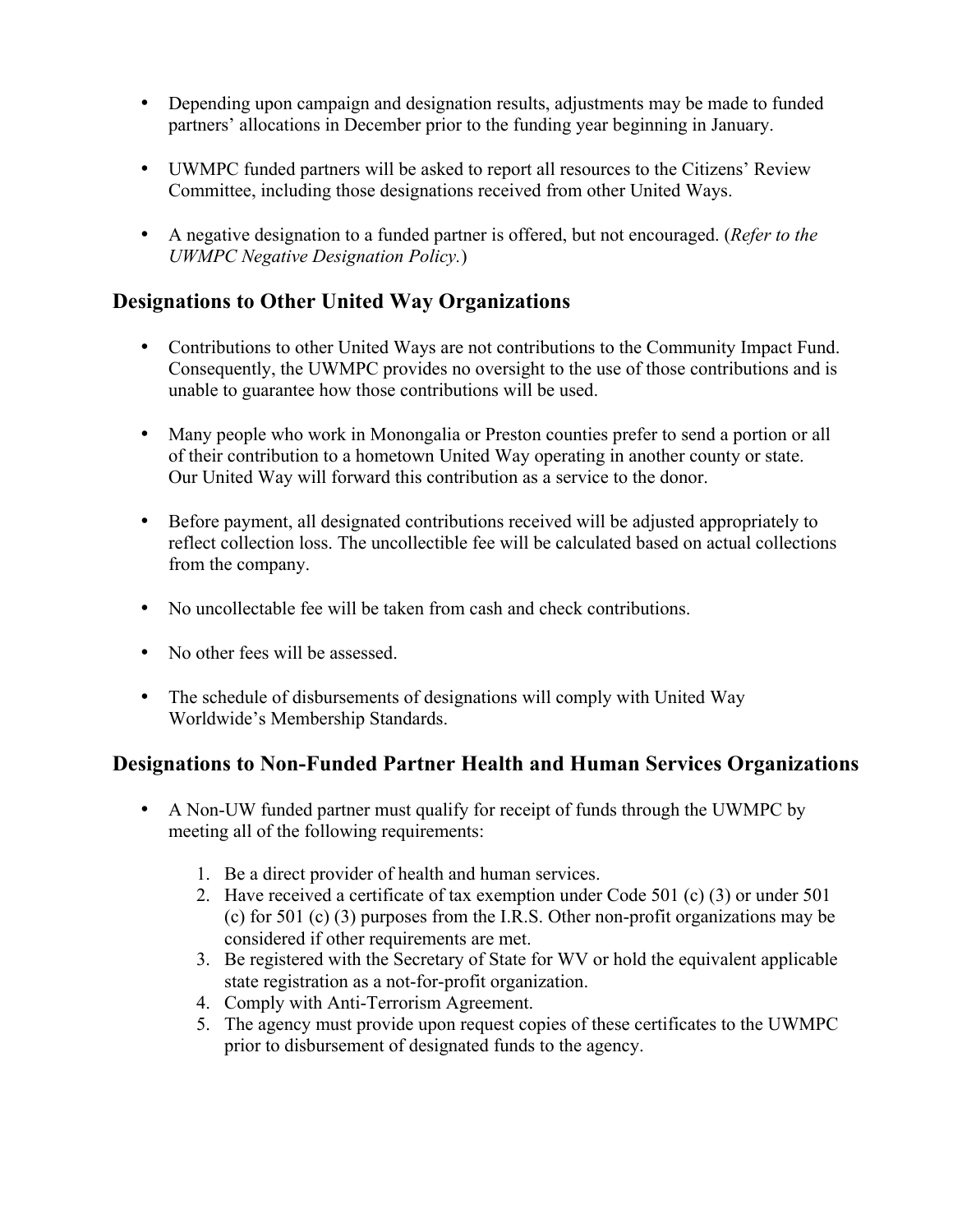- Depending upon campaign and designation results, adjustments may be made to funded partners' allocations in December prior to the funding year beginning in January.

- UWMPC funded partners will be asked to report all resources to the Citizens' Review Committee, including those designations received from other United Ways.

- A negative designation to a funded partner is offered, but not encouraged. (*Refer to the UWMPC Negative Designation Policy.*)

## Designations to Other United Way Organizations

- Contributions to other United Ways are not contributions to the Community Impact Fund. Consequently, the UWMPC provides no oversight to the use of those contributions and is unable to guarantee how those contributions will be used.

- Many people who work in Monongalia or Preston counties prefer to send a portion or all of their contribution to a hometown United Way operating in another county or state. Our United Way will forward this contribution as a service to the donor.

- Before payment, all designated contributions received will be adjusted appropriately to reflect collection loss. The uncollectible fee will be calculated based on actual collections from the company.

- No uncollectable fee will be taken from cash and check contributions.

- No other fees will be assessed.

- The schedule of disbursements of designations will comply with United Way Worldwide's Membership Standards.

## Designations to Non-Funded Partner Health and Human Services Organizations

- A Non-UW funded partner must qualify for receipt of funds through the UWMPC by meeting all of the following requirements:

  1. Be a direct provider of health and human services.
  2. Have received a certificate of tax exemption under Code 501 (c) (3) or under 501 (c) for 501 (c) (3) purposes from the I.R.S. Other non-profit organizations may be considered if other requirements are met.
  3. Be registered with the Secretary of State for WV or hold the equivalent applicable state registration as a not-for-profit organization.
  4. Comply with Anti-Terrorism Agreement.
  5. The agency must provide upon request copies of these certificates to the UWMPC prior to disbursement of designated funds to the agency.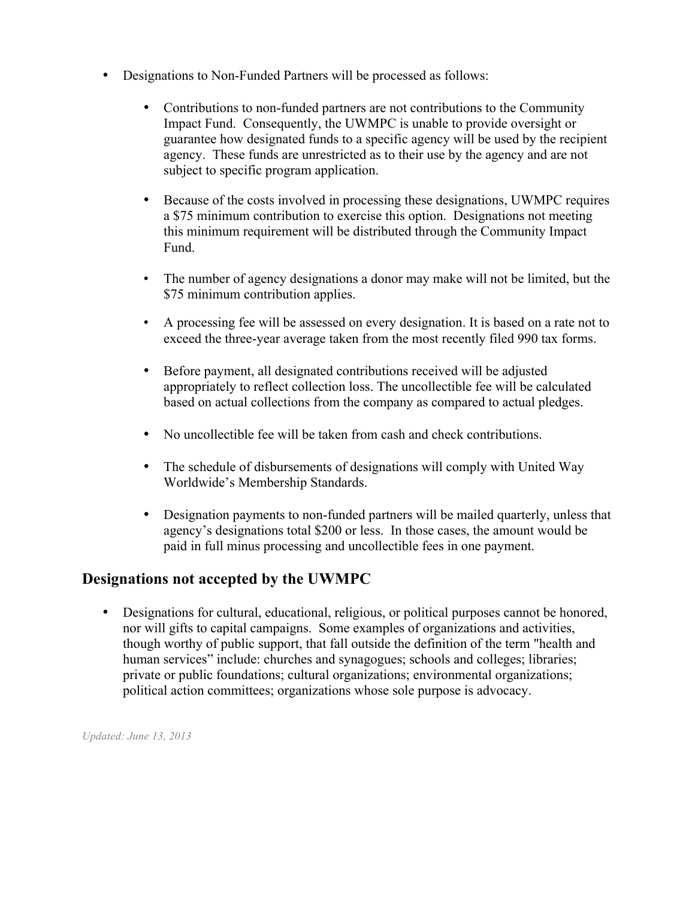- Designations to Non-Funded Partners will be processed as follows:
  - Contributions to non-funded partners are not contributions to the Community Impact Fund. Consequently, the UWMPC is unable to provide oversight or guarantee how designated funds to a specific agency will be used by the recipient agency. These funds are unrestricted as to their use by the agency and are not subject to specific program application.
  - Because of the costs involved in processing these designations, UWMPC requires a $75 minimum contribution to exercise this option. Designations not meeting this minimum requirement will be distributed through the Community Impact Fund.
  - The number of agency designations a donor may make will not be limited, but the $75 minimum contribution applies.
  - A processing fee will be assessed on every designation. It is based on a rate not to exceed the three-year average taken from the most recently filed 990 tax forms.
  - Before payment, all designated contributions received will be adjusted appropriately to reflect collection loss. The uncollectible fee will be calculated based on actual collections from the company as compared to actual pledges.
  - No uncollectible fee will be taken from cash and check contributions.
  - The schedule of disbursements of designations will comply with United Way Worldwide's Membership Standards.
  - Designation payments to non-funded partners will be mailed quarterly, unless that agency's designations total $200 or less. In those cases, the amount would be paid in full minus processing and uncollectible fees in one payment.

## Designations not accepted by the UWMPC

- Designations for cultural, educational, religious, or political purposes cannot be honored, nor will gifts to capital campaigns. Some examples of organizations and activities, though worthy of public support, that fall outside the definition of the term "health and human services" include: churches and synagogues; schools and colleges; libraries; private or public foundations; cultural organizations; environmental organizations; political action committees; organizations whose sole purpose is advocacy.

*Updated: June 13, 2013*